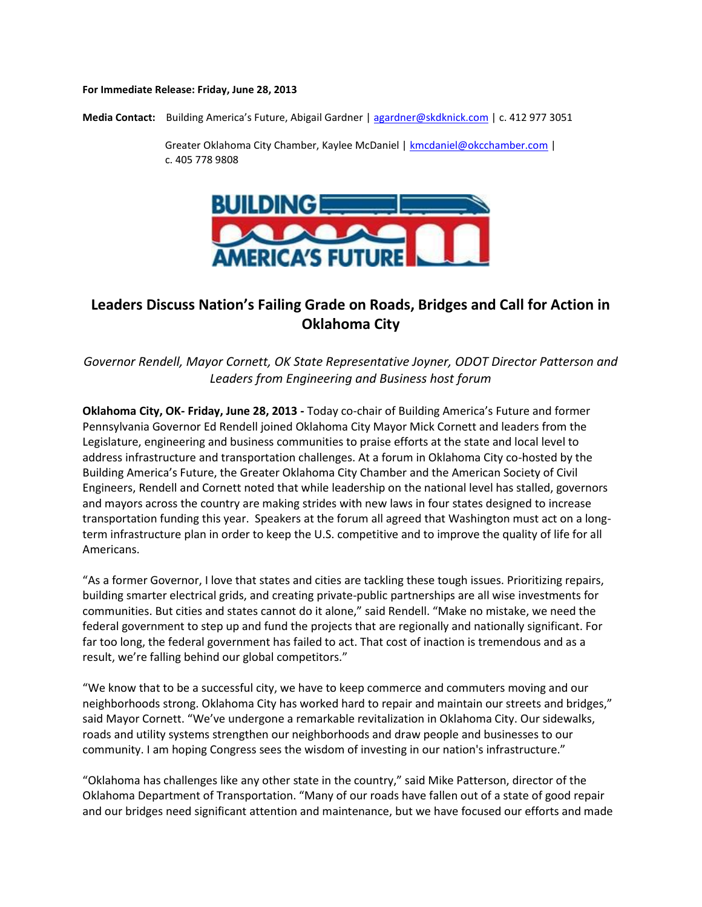**For Immediate Release: Friday, June 28, 2013**

**Media Contact:** Building America's Future, Abigail Gardner | agardner@skdknick.com | c. 412 977 3051

Greater Oklahoma City Chamber, Kaylee McDaniel | kmcdaniel@okcchamber.com | c. 405 778 9808

# Leaders Discuss Nation's Failing Grade on Roads, Bridges and Call for Action in Oklahoma City

*Governor Rendell, Mayor Cornett, OK State Representative Joyner, ODOT Director Patterson and Leaders from Engineering and Business host forum*

**Oklahoma City, OK- Friday, June 28, 2013 -** Today co-chair of Building America's Future and former Pennsylvania Governor Ed Rendell joined Oklahoma City Mayor Mick Cornett and leaders from the Legislature, engineering and business communities to praise efforts at the state and local level to address infrastructure and transportation challenges. At a forum in Oklahoma City co-hosted by the Building America's Future, the Greater Oklahoma City Chamber and the American Society of Civil Engineers, Rendell and Cornett noted that while leadership on the national level has stalled, governors and mayors across the country are making strides with new laws in four states designed to increase transportation funding this year. Speakers at the forum all agreed that Washington must act on a long-term infrastructure plan in order to keep the U.S. competitive and to improve the quality of life for all Americans.

"As a former Governor, I love that states and cities are tackling these tough issues. Prioritizing repairs, building smarter electrical grids, and creating private-public partnerships are all wise investments for communities. But cities and states cannot do it alone," said Rendell. "Make no mistake, we need the federal government to step up and fund the projects that are regionally and nationally significant. For far too long, the federal government has failed to act. That cost of inaction is tremendous and as a result, we're falling behind our global competitors."

"We know that to be a successful city, we have to keep commerce and commuters moving and our neighborhoods strong. Oklahoma City has worked hard to repair and maintain our streets and bridges," said Mayor Cornett. "We've undergone a remarkable revitalization in Oklahoma City. Our sidewalks, roads and utility systems strengthen our neighborhoods and draw people and businesses to our community. I am hoping Congress sees the wisdom of investing in our nation's infrastructure."

"Oklahoma has challenges like any other state in the country," said Mike Patterson, director of the Oklahoma Department of Transportation. "Many of our roads have fallen out of a state of good repair and our bridges need significant attention and maintenance, but we have focused our efforts and made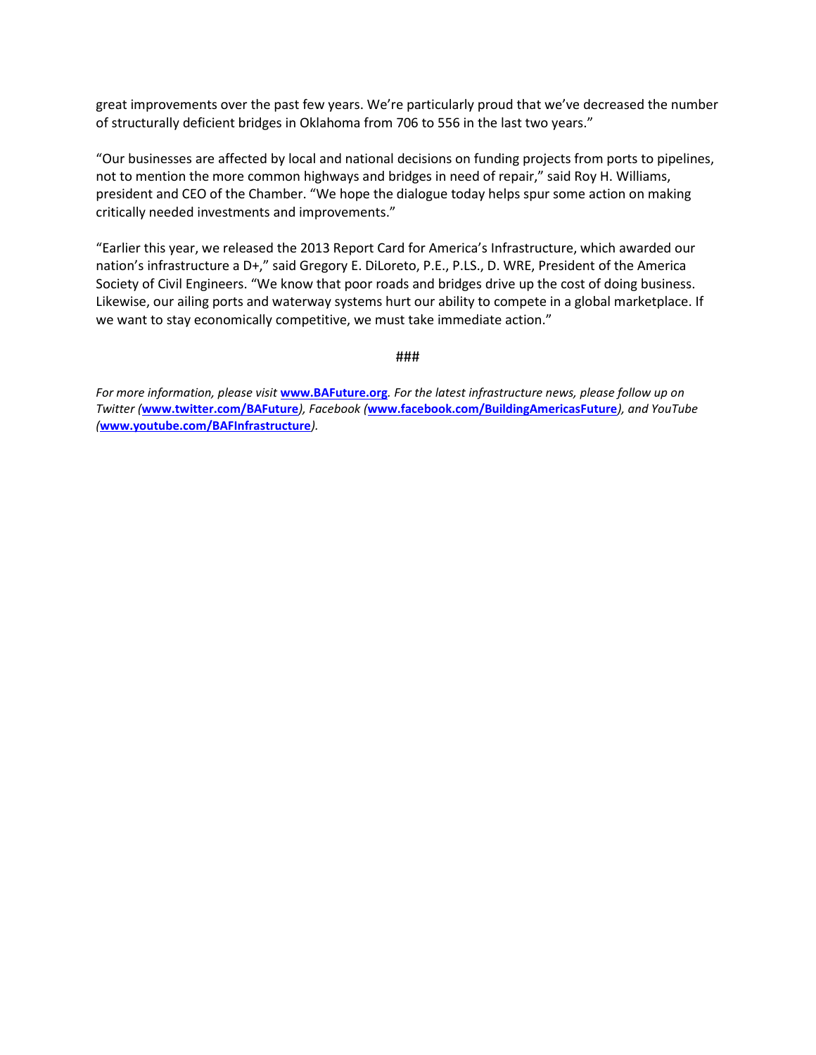great improvements over the past few years. We're particularly proud that we've decreased the number of structurally deficient bridges in Oklahoma from 706 to 556 in the last two years."

"Our businesses are affected by local and national decisions on funding projects from ports to pipelines, not to mention the more common highways and bridges in need of repair," said Roy H. Williams, president and CEO of the Chamber. "We hope the dialogue today helps spur some action on making critically needed investments and improvements."

"Earlier this year, we released the 2013 Report Card for America's Infrastructure, which awarded our nation's infrastructure a D+," said Gregory E. DiLoreto, P.E., P.LS., D. WRE, President of the America Society of Civil Engineers. "We know that poor roads and bridges drive up the cost of doing business. Likewise, our ailing ports and waterway systems hurt our ability to compete in a global marketplace. If we want to stay economically competitive, we must take immediate action."

###

*For more information, please visit* **www.BAFuture.org***. For the latest infrastructure news, please follow up on Twitter (***www.twitter.com/BAFuture***), Facebook (***www.facebook.com/BuildingAmericasFuture***), and YouTube (***www.youtube.com/BAFInfrastructure***).*